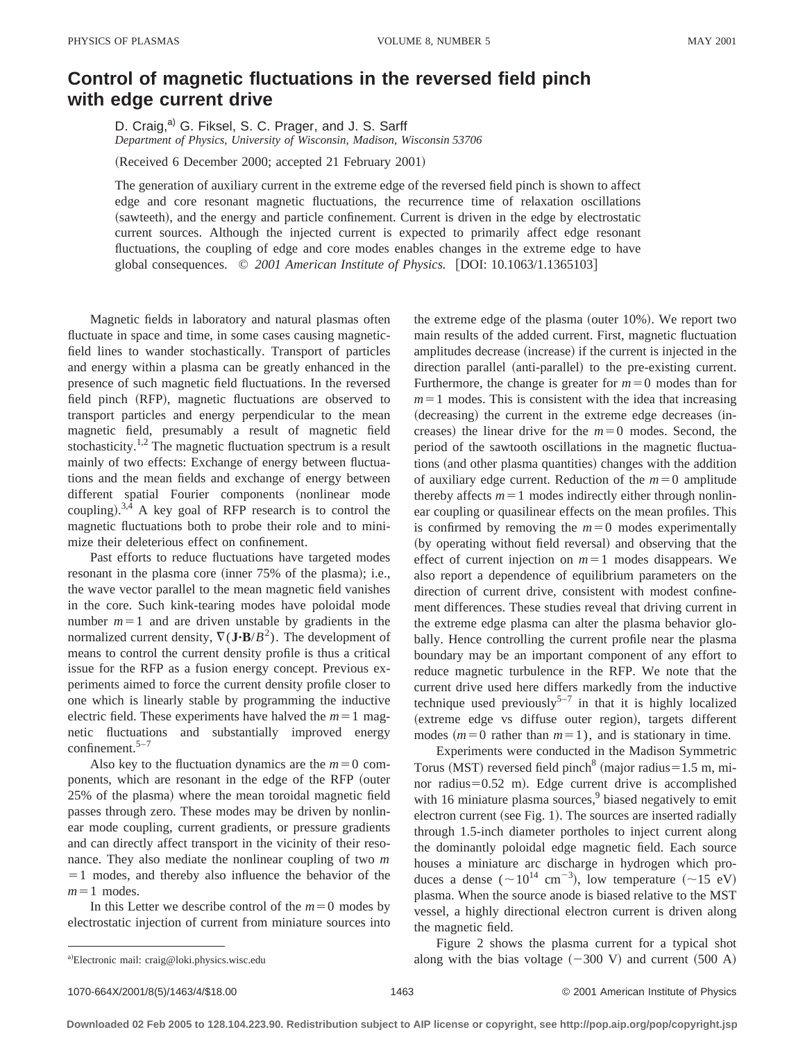# Control of magnetic fluctuations in the reversed field pinch with edge current drive

D. Craig,[a] G. Fiksel, S. C. Prager, and J. S. Sarff

*Department of Physics, University of Wisconsin, Madison, Wisconsin 53706*

(Received 6 December 2000; accepted 21 February 2001)

The generation of auxiliary current in the extreme edge of the reversed field pinch is shown to affect edge and core resonant magnetic fluctuations, the recurrence time of relaxation oscillations (sawteeth), and the energy and particle confinement. Current is driven in the edge by electrostatic current sources. Although the injected current is expected to primarily affect edge resonant fluctuations, the coupling of edge and core modes enables changes in the extreme edge to have global consequences. © *2001 American Institute of Physics.* [DOI: 10.1063/1.1365103]

Magnetic fields in laboratory and natural plasmas often fluctuate in space and time, in some cases causing magnetic-field lines to wander stochastically. Transport of particles and energy within a plasma can be greatly enhanced in the presence of such magnetic field fluctuations. In the reversed field pinch (RFP), magnetic fluctuations are observed to transport particles and energy perpendicular to the mean magnetic field, presumably a result of magnetic field stochasticity.[1,2] The magnetic fluctuation spectrum is a result mainly of two effects: Exchange of energy between fluctuations and the mean fields and exchange of energy between different spatial Fourier components (nonlinear mode coupling).[3,4] A key goal of RFP research is to control the magnetic fluctuations both to probe their role and to minimize their deleterious effect on confinement.

Past efforts to reduce fluctuations have targeted modes resonant in the plasma core (inner 75% of the plasma); i.e., the wave vector parallel to the mean magnetic field vanishes in the core. Such kink-tearing modes have poloidal mode number $m=1$ and are driven unstable by gradients in the normalized current density, $\nabla(\mathbf{J}\cdot\mathbf{B}/B^2)$. The development of means to control the current density profile is thus a critical issue for the RFP as a fusion energy concept. Previous experiments aimed to force the current density profile closer to one which is linearly stable by programming the inductive electric field. These experiments have halved the $m=1$ magnetic fluctuations and substantially improved energy confinement.[5–7]

Also key to the fluctuation dynamics are the $m=0$ components, which are resonant in the edge of the RFP (outer 25% of the plasma) where the mean toroidal magnetic field passes through zero. These modes may be driven by nonlinear mode coupling, current gradients, or pressure gradients and can directly affect transport in the vicinity of their resonance. They also mediate the nonlinear coupling of two $m=1$ modes, and thereby also influence the behavior of the $m=1$ modes.

In this Letter we describe control of the $m=0$ modes by electrostatic injection of current from miniature sources into the extreme edge of the plasma (outer 10%). We report two main results of the added current. First, magnetic fluctuation amplitudes decrease (increase) if the current is injected in the direction parallel (anti-parallel) to the pre-existing current. Furthermore, the change is greater for $m=0$ modes than for $m=1$ modes. This is consistent with the idea that increasing (decreasing) the current in the extreme edge decreases (increases) the linear drive for the $m=0$ modes. Second, the period of the sawtooth oscillations in the magnetic fluctuations (and other plasma quantities) changes with the addition of auxiliary edge current. Reduction of the $m=0$ amplitude thereby affects $m=1$ modes indirectly either through nonlinear coupling or quasilinear effects on the mean profiles. This is confirmed by removing the $m=0$ modes experimentally (by operating without field reversal) and observing that the effect of current injection on $m=1$ modes disappears. We also report a dependence of equilibrium parameters on the direction of current drive, consistent with modest confinement differences. These studies reveal that driving current in the extreme edge plasma can alter the plasma behavior globally. Hence controlling the current profile near the plasma boundary may be an important component of any effort to reduce magnetic turbulence in the RFP. We note that the current drive used here differs markedly from the inductive technique used previously[5–7] in that it is highly localized (extreme edge vs diffuse outer region), targets different modes ($m=0$ rather than $m=1$), and is stationary in time.

Experiments were conducted in the Madison Symmetric Torus (MST) reversed field pinch[8] (major radius=1.5 m, minor radius=0.52 m). Edge current drive is accomplished with 16 miniature plasma sources,[9] biased negatively to emit electron current (see Fig. 1). The sources are inserted radially through 1.5-inch diameter portholes to inject current along the dominantly poloidal edge magnetic field. Each source houses a miniature arc discharge in hydrogen which produces a dense ($\sim 10^{14}$ cm$^{-3}$), low temperature ($\sim 15$ eV) plasma. When the source anode is biased relative to the MST vessel, a highly directional electron current is driven along the magnetic field.

Figure 2 shows the plasma current for a typical shot along with the bias voltage ($-300$ V) and current (500 A)

[a]Electronic mail: craig@loki.physics.wisc.edu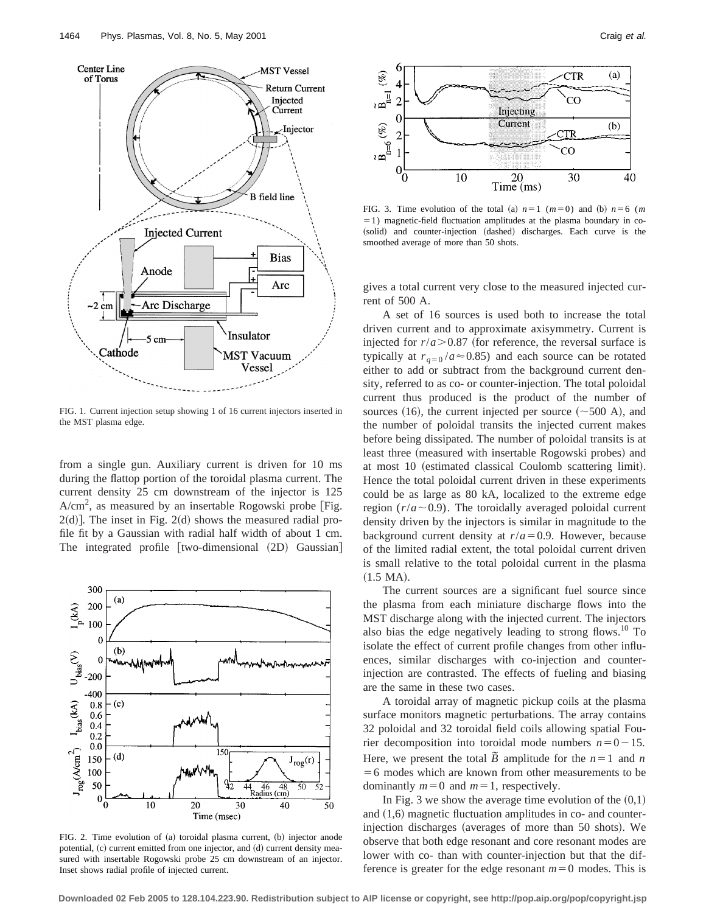FIG. 1. Current injection setup showing 1 of 16 current injectors inserted in the MST plasma edge.

from a single gun. Auxiliary current is driven for 10 ms during the flattop portion of the toroidal plasma current. The current density 25 cm downstream of the injector is 125 $A/cm^2$, as measured by an insertable Rogowski probe [Fig. 2(d)]. The inset in Fig. 2(d) shows the measured radial profile fit by a Gaussian with radial half width of about 1 cm. The integrated profile [two-dimensional (2D) Gaussian] gives a total current very close to the measured injected current of 500 A.

FIG. 2. Time evolution of (a) toroidal plasma current, (b) injector anode potential, (c) current emitted from one injector, and (d) current density measured with insertable Rogowski probe 25 cm downstream of an injector. Inset shows radial profile of injected current.

FIG. 3. Time evolution of the total (a) $n=1$ $(m=0)$ and (b) $n=6$ $(m=1)$ magnetic-field fluctuation amplitudes at the plasma boundary in co- (solid) and counter-injection (dashed) discharges. Each curve is the smoothed average of more than 50 shots.

A set of 16 sources is used both to increase the total driven current and to approximate axisymmetry. Current is injected for $r/a > 0.87$ (for reference, the reversal surface is typically at $r_{q=0}/a \approx 0.85$) and each source can be rotated either to add or subtract from the background current density, referred to as co- or counter-injection. The total poloidal current thus produced is the product of the number of sources (16), the current injected per source ($\sim$500 A), and the number of poloidal transits the injected current makes before being dissipated. The number of poloidal transits is at least three (measured with insertable Rogowski probes) and at most 10 (estimated classical Coulomb scattering limit). Hence the total poloidal current driven in these experiments could be as large as 80 kA, localized to the extreme edge region ($r/a \sim 0.9$). The toroidally averaged poloidal current density driven by the injectors is similar in magnitude to the background current density at $r/a = 0.9$. However, because of the limited radial extent, the total poloidal current driven is small relative to the total poloidal current in the plasma (1.5 MA).

The current sources are a significant fuel source since the plasma from each miniature discharge flows into the MST discharge along with the injected current. The injectors also bias the edge negatively leading to strong flows.[10] To isolate the effect of current profile changes from other influences, similar discharges with co-injection and counter-injection are contrasted. The effects of fueling and biasing are the same in these two cases.

A toroidal array of magnetic pickup coils at the plasma surface monitors magnetic perturbations. The array contains 32 poloidal and 32 toroidal field coils allowing spatial Fourier decomposition into toroidal mode numbers $n = 0-15$. Here, we present the total $\tilde{B}$ amplitude for the $n=1$ and $n=6$ modes which are known from other measurements to be dominantly $m=0$ and $m=1$, respectively.

In Fig. 3 we show the average time evolution of the (0,1) and (1,6) magnetic fluctuation amplitudes in co- and counter-injection discharges (averages of more than 50 shots). We observe that both edge resonant and core resonant modes are lower with co- than with counter-injection but that the difference is greater for the edge resonant $m=0$ modes. This is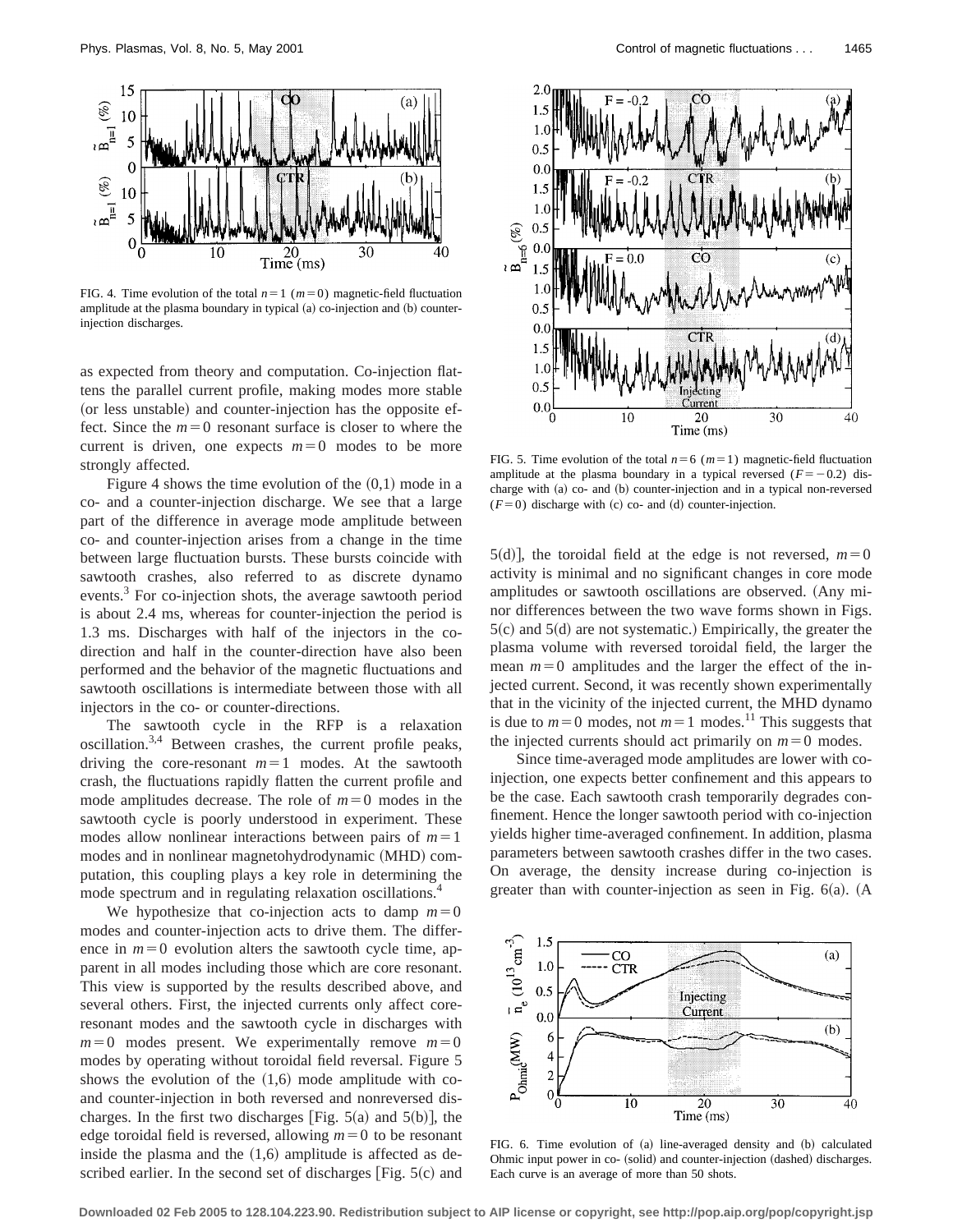FIG. 4. Time evolution of the total $n=1$ $(m=0)$ magnetic-field fluctuation amplitude at the plasma boundary in typical (a) co-injection and (b) counter-injection discharges.

as expected from theory and computation. Co-injection flattens the parallel current profile, making modes more stable (or less unstable) and counter-injection has the opposite effect. Since the $m=0$ resonant surface is closer to where the current is driven, one expects $m=0$ modes to be more strongly affected.

Figure 4 shows the time evolution of the (0,1) mode in a co- and a counter-injection discharge. We see that a large part of the difference in average mode amplitude between co- and counter-injection arises from a change in the time between large fluctuation bursts. These bursts coincide with sawtooth crashes, also referred to as discrete dynamo events.[3] For co-injection shots, the average sawtooth period is about 2.4 ms, whereas for counter-injection the period is 1.3 ms. Discharges with half of the injectors in the co-direction and half in the counter-direction have also been performed and the behavior of the magnetic fluctuations and sawtooth oscillations is intermediate between those with all injectors in the co- or counter-directions.

The sawtooth cycle in the RFP is a relaxation oscillation.[3,4] Between crashes, the current profile peaks, driving the core-resonant $m=1$ modes. At the sawtooth crash, the fluctuations rapidly flatten the current profile and mode amplitudes decrease. The role of $m=0$ modes in the sawtooth cycle is poorly understood in experiment. These modes allow nonlinear interactions between pairs of $m=1$ modes and in nonlinear magnetohydrodynamic (MHD) computation, this coupling plays a key role in determining the mode spectrum and in regulating relaxation oscillations.[4]

We hypothesize that co-injection acts to damp $m=0$ modes and counter-injection acts to drive them. The difference in $m=0$ evolution alters the sawtooth cycle time, apparent in all modes including those which are core resonant. This view is supported by the results described above, and several others. First, the injected currents only affect core-resonant modes and the sawtooth cycle in discharges with $m=0$ modes present. We experimentally remove $m=0$ modes by operating without toroidal field reversal. Figure 5 shows the evolution of the (1,6) mode amplitude with co- and counter-injection in both reversed and nonreversed discharges. In the first two discharges [Fig. 5(a) and 5(b)], the edge toroidal field is reversed, allowing $m=0$ to be resonant inside the plasma and the (1,6) amplitude is affected as described earlier. In the second set of discharges [Fig. 5(c) and 5(d)], the toroidal field at the edge is not reversed, $m=0$ activity is minimal and no significant changes in core mode amplitudes or sawtooth oscillations are observed. (Any minor differences between the two wave forms shown in Figs. 5(c) and 5(d) are not systematic.) Empirically, the greater the plasma volume with reversed toroidal field, the larger the mean $m=0$ amplitudes and the larger the effect of the injected current. Second, it was recently shown experimentally that in the vicinity of the injected current, the MHD dynamo is due to $m=0$ modes, not $m=1$ modes.[11] This suggests that the injected currents should act primarily on $m=0$ modes.

FIG. 5. Time evolution of the total $n=6$ $(m=1)$ magnetic-field fluctuation amplitude at the plasma boundary in a typical reversed $(F=-0.2)$ discharge with (a) co- and (b) counter-injection and in a typical non-reversed $(F=0)$ discharge with (c) co- and (d) counter-injection.

Since time-averaged mode amplitudes are lower with co-injection, one expects better confinement and this appears to be the case. Each sawtooth crash temporarily degrades confinement. Hence the longer sawtooth period with co-injection yields higher time-averaged confinement. In addition, plasma parameters between sawtooth crashes differ in the two cases. On average, the density increase during co-injection is greater than with counter-injection as seen in Fig. 6(a). (A

FIG. 6. Time evolution of (a) line-averaged density and (b) calculated Ohmic input power in co- (solid) and counter-injection (dashed) discharges. Each curve is an average of more than 50 shots.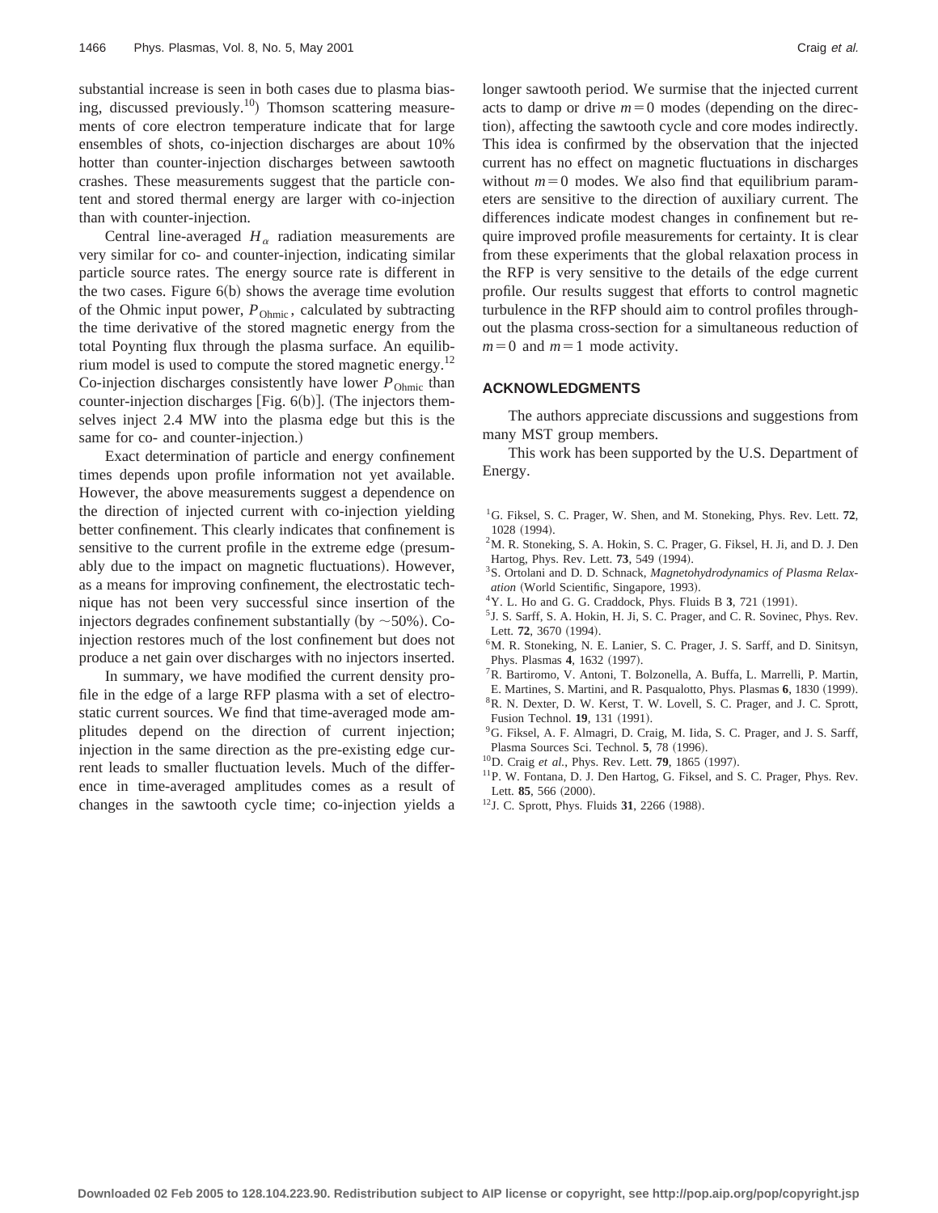substantial increase is seen in both cases due to plasma biasing, discussed previously.[10]) Thomson scattering measurements of core electron temperature indicate that for large ensembles of shots, co-injection discharges are about 10% hotter than counter-injection discharges between sawtooth crashes. These measurements suggest that the particle content and stored thermal energy are larger with co-injection than with counter-injection.

Central line-averaged $H_\alpha$ radiation measurements are very similar for co- and counter-injection, indicating similar particle source rates. The energy source rate is different in the two cases. Figure 6(b) shows the average time evolution of the Ohmic input power, $P_{\mathrm{Ohmic}}$, calculated by subtracting the time derivative of the stored magnetic energy from the total Poynting flux through the plasma surface. An equilibrium model is used to compute the stored magnetic energy.[12] Co-injection discharges consistently have lower $P_{\mathrm{Ohmic}}$ than counter-injection discharges [Fig. 6(b)]. (The injectors themselves inject 2.4 MW into the plasma edge but this is the same for co- and counter-injection.)

Exact determination of particle and energy confinement times depends upon profile information not yet available. However, the above measurements suggest a dependence on the direction of injected current with co-injection yielding better confinement. This clearly indicates that confinement is sensitive to the current profile in the extreme edge (presumably due to the impact on magnetic fluctuations). However, as a means for improving confinement, the electrostatic technique has not been very successful since insertion of the injectors degrades confinement substantially (by ~50%). Co-injection restores much of the lost confinement but does not produce a net gain over discharges with no injectors inserted.

In summary, we have modified the current density profile in the edge of a large RFP plasma with a set of electrostatic current sources. We find that time-averaged mode amplitudes depend on the direction of current injection; injection in the same direction as the pre-existing edge current leads to smaller fluctuation levels. Much of the difference in time-averaged amplitudes comes as a result of changes in the sawtooth cycle time; co-injection yields a longer sawtooth period. We surmise that the injected current acts to damp or drive $m=0$ modes (depending on the direction), affecting the sawtooth cycle and core modes indirectly. This idea is confirmed by the observation that the injected current has no effect on magnetic fluctuations in discharges without $m=0$ modes. We also find that equilibrium parameters are sensitive to the direction of auxiliary current. The differences indicate modest changes in confinement but require improved profile measurements for certainty. It is clear from these experiments that the global relaxation process in the RFP is very sensitive to the details of the edge current profile. Our results suggest that efforts to control magnetic turbulence in the RFP should aim to control profiles throughout the plasma cross-section for a simultaneous reduction of $m=0$ and $m=1$ mode activity.

## ACKNOWLEDGMENTS

The authors appreciate discussions and suggestions from many MST group members.

This work has been supported by the U.S. Department of Energy.

[1] G. Fiksel, S. C. Prager, W. Shen, and M. Stoneking, Phys. Rev. Lett. **72**, 1028 (1994).
[2] M. R. Stoneking, S. A. Hokin, S. C. Prager, G. Fiksel, H. Ji, and D. J. Den Hartog, Phys. Rev. Lett. **73**, 549 (1994).
[3] S. Ortolani and D. D. Schnack, *Magnetohydrodynamics of Plasma Relaxation* (World Scientific, Singapore, 1993).
[4] Y. L. Ho and G. G. Craddock, Phys. Fluids B **3**, 721 (1991).
[5] J. S. Sarff, S. A. Hokin, H. Ji, S. C. Prager, and C. R. Sovinec, Phys. Rev. Lett. **72**, 3670 (1994).
[6] M. R. Stoneking, N. E. Lanier, S. C. Prager, J. S. Sarff, and D. Sinitsyn, Phys. Plasmas **4**, 1632 (1997).
[7] R. Bartiromo, V. Antoni, T. Bolzonella, A. Buffa, L. Marrelli, P. Martin, E. Martines, S. Martini, and R. Pasqualotto, Phys. Plasmas **6**, 1830 (1999).
[8] R. N. Dexter, D. W. Kerst, T. W. Lovell, S. C. Prager, and J. C. Sprott, Fusion Technol. **19**, 131 (1991).
[9] G. Fiksel, A. F. Almagri, D. Craig, M. Iida, S. C. Prager, and J. S. Sarff, Plasma Sources Sci. Technol. **5**, 78 (1996).
[10] D. Craig *et al.*, Phys. Rev. Lett. **79**, 1865 (1997).
[11] P. W. Fontana, D. J. Den Hartog, G. Fiksel, and S. C. Prager, Phys. Rev. Lett. **85**, 566 (2000).
[12] J. C. Sprott, Phys. Fluids **31**, 2266 (1988).